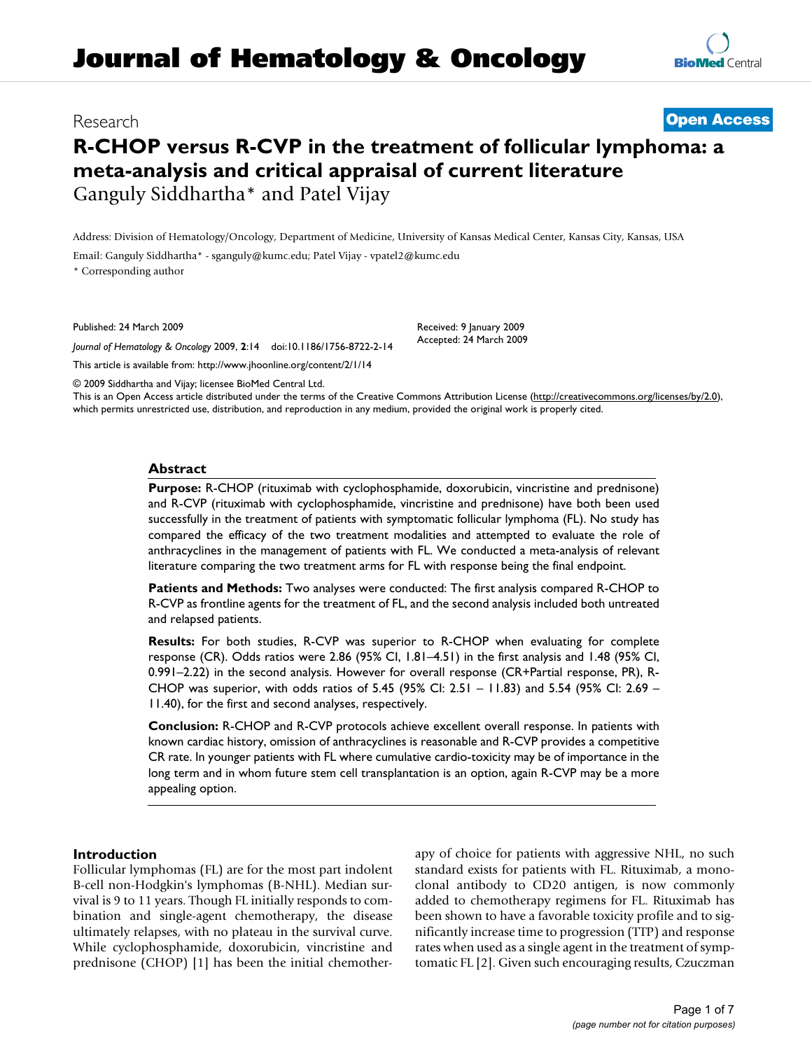# Journal of Hematology & Oncology

Research

Open Access

# R-CHOP versus R-CVP in the treatment of follicular lymphoma: a meta-analysis and critical appraisal of current literature

Ganguly Siddhartha* and Patel Vijay

Address: Division of Hematology/Oncology, Department of Medicine, University of Kansas Medical Center, Kansas City, Kansas, USA

Email: Ganguly Siddhartha* - sganguly@kumc.edu; Patel Vijay - vpatel2@kumc.edu

* Corresponding author

Published: 24 March 2009

*Journal of Hematology & Oncology* 2009, **2**:14 doi:10.1186/1756-8722-2-14

Received: 9 January 2009
Accepted: 24 March 2009

This article is available from: http://www.jhoonline.org/content/2/1/14

© 2009 Siddhartha and Vijay; licensee BioMed Central Ltd.
This is an Open Access article distributed under the terms of the Creative Commons Attribution License (http://creativecommons.org/licenses/by/2.0), which permits unrestricted use, distribution, and reproduction in any medium, provided the original work is properly cited.

## Abstract

**Purpose:** R-CHOP (rituximab with cyclophosphamide, doxorubicin, vincristine and prednisone) and R-CVP (rituximab with cyclophosphamide, vincristine and prednisone) have both been used successfully in the treatment of patients with symptomatic follicular lymphoma (FL). No study has compared the efficacy of the two treatment modalities and attempted to evaluate the role of anthracyclines in the management of patients with FL. We conducted a meta-analysis of relevant literature comparing the two treatment arms for FL with response being the final endpoint.

**Patients and Methods:** Two analyses were conducted: The first analysis compared R-CHOP to R-CVP as frontline agents for the treatment of FL, and the second analysis included both untreated and relapsed patients.

**Results:** For both studies, R-CVP was superior to R-CHOP when evaluating for complete response (CR). Odds ratios were 2.86 (95% CI, 1.81–4.51) in the first analysis and 1.48 (95% CI, 0.991–2.22) in the second analysis. However for overall response (CR+Partial response, PR), R-CHOP was superior, with odds ratios of 5.45 (95% CI: 2.51 – 11.83) and 5.54 (95% CI: 2.69 – 11.40), for the first and second analyses, respectively.

**Conclusion:** R-CHOP and R-CVP protocols achieve excellent overall response. In patients with known cardiac history, omission of anthracyclines is reasonable and R-CVP provides a competitive CR rate. In younger patients with FL where cumulative cardio-toxicity may be of importance in the long term and in whom future stem cell transplantation is an option, again R-CVP may be a more appealing option.

## Introduction

Follicular lymphomas (FL) are for the most part indolent B-cell non-Hodgkin's lymphomas (B-NHL). Median survival is 9 to 11 years. Though FL initially responds to combination and single-agent chemotherapy, the disease ultimately relapses, with no plateau in the survival curve. While cyclophosphamide, doxorubicin, vincristine and prednisone (CHOP) [1] has been the initial chemotherapy of choice for patients with aggressive NHL, no such standard exists for patients with FL. Rituximab, a monoclonal antibody to CD20 antigen, is now commonly added to chemotherapy regimens for FL. Rituximab has been shown to have a favorable toxicity profile and to significantly increase time to progression (TTP) and response rates when used as a single agent in the treatment of symptomatic FL [2]. Given such encouraging results, Czuczman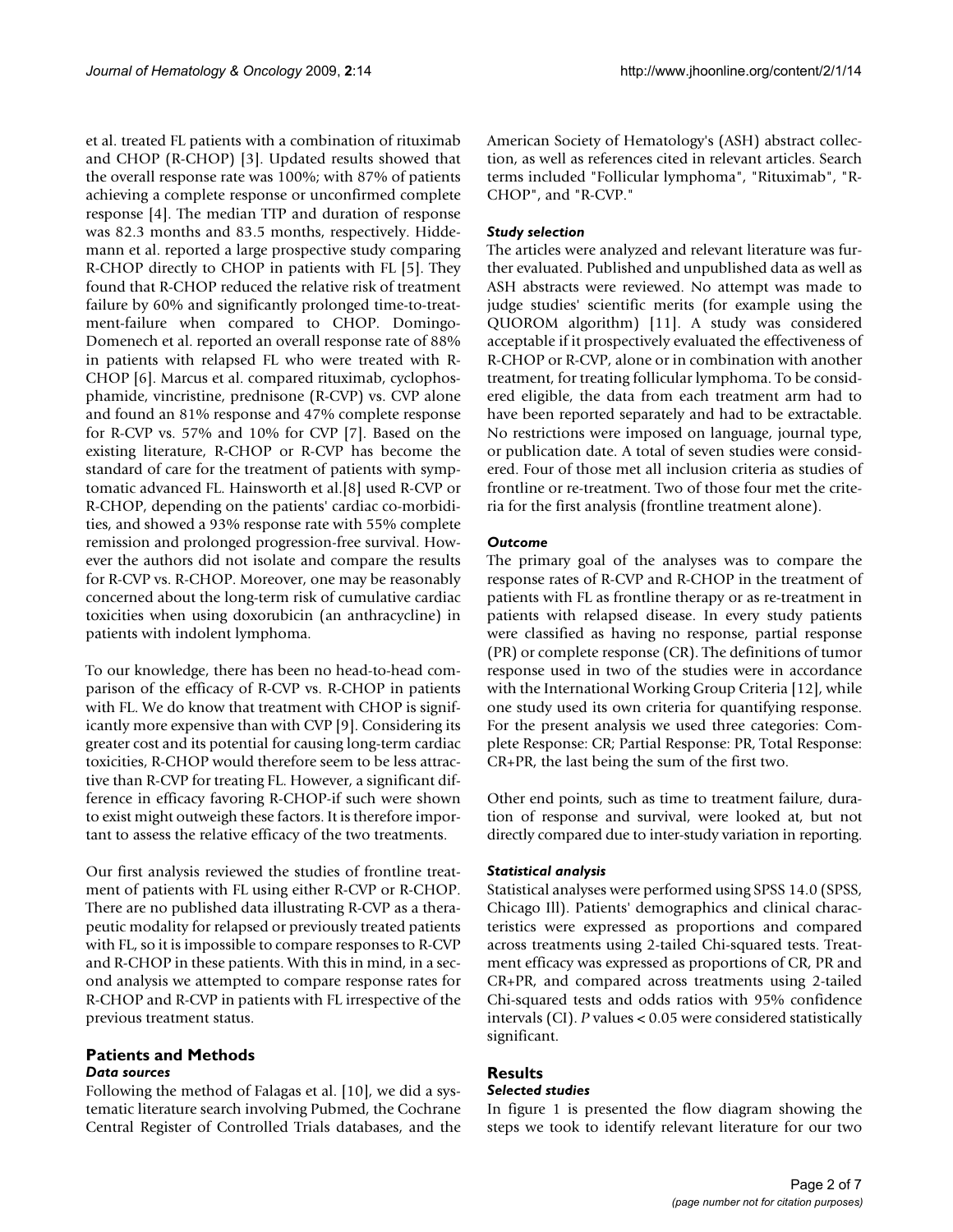et al. treated FL patients with a combination of rituximab and CHOP (R-CHOP) [3]. Updated results showed that the overall response rate was 100%; with 87% of patients achieving a complete response or unconfirmed complete response [4]. The median TTP and duration of response was 82.3 months and 83.5 months, respectively. Hiddemann et al. reported a large prospective study comparing R-CHOP directly to CHOP in patients with FL [5]. They found that R-CHOP reduced the relative risk of treatment failure by 60% and significantly prolonged time-to-treatment-failure when compared to CHOP. Domingo-Domenech et al. reported an overall response rate of 88% in patients with relapsed FL who were treated with R-CHOP [6]. Marcus et al. compared rituximab, cyclophosphamide, vincristine, prednisone (R-CVP) vs. CVP alone and found an 81% response and 47% complete response for R-CVP vs. 57% and 10% for CVP [7]. Based on the existing literature, R-CHOP or R-CVP has become the standard of care for the treatment of patients with symptomatic advanced FL. Hainsworth et al.[8] used R-CVP or R-CHOP, depending on the patients' cardiac co-morbidities, and showed a 93% response rate with 55% complete remission and prolonged progression-free survival. However the authors did not isolate and compare the results for R-CVP vs. R-CHOP. Moreover, one may be reasonably concerned about the long-term risk of cumulative cardiac toxicities when using doxorubicin (an anthracycline) in patients with indolent lymphoma.

To our knowledge, there has been no head-to-head comparison of the efficacy of R-CVP vs. R-CHOP in patients with FL. We do know that treatment with CHOP is significantly more expensive than with CVP [9]. Considering its greater cost and its potential for causing long-term cardiac toxicities, R-CHOP would therefore seem to be less attractive than R-CVP for treating FL. However, a significant difference in efficacy favoring R-CHOP-if such were shown to exist might outweigh these factors. It is therefore important to assess the relative efficacy of the two treatments.

Our first analysis reviewed the studies of frontline treatment of patients with FL using either R-CVP or R-CHOP. There are no published data illustrating R-CVP as a therapeutic modality for relapsed or previously treated patients with FL, so it is impossible to compare responses to R-CVP and R-CHOP in these patients. With this in mind, in a second analysis we attempted to compare response rates for R-CHOP and R-CVP in patients with FL irrespective of the previous treatment status.

## Patients and Methods

### *Data sources*

Following the method of Falagas et al. [10], we did a systematic literature search involving Pubmed, the Cochrane Central Register of Controlled Trials databases, and the American Society of Hematology's (ASH) abstract collection, as well as references cited in relevant articles. Search terms included "Follicular lymphoma", "Rituximab", "R-CHOP", and "R-CVP."

### *Study selection*

The articles were analyzed and relevant literature was further evaluated. Published and unpublished data as well as ASH abstracts were reviewed. No attempt was made to judge studies' scientific merits (for example using the QUOROM algorithm) [11]. A study was considered acceptable if it prospectively evaluated the effectiveness of R-CHOP or R-CVP, alone or in combination with another treatment, for treating follicular lymphoma. To be considered eligible, the data from each treatment arm had to have been reported separately and had to be extractable. No restrictions were imposed on language, journal type, or publication date. A total of seven studies were considered. Four of those met all inclusion criteria as studies of frontline or re-treatment. Two of those four met the criteria for the first analysis (frontline treatment alone).

### *Outcome*

The primary goal of the analyses was to compare the response rates of R-CVP and R-CHOP in the treatment of patients with FL as frontline therapy or as re-treatment in patients with relapsed disease. In every study patients were classified as having no response, partial response (PR) or complete response (CR). The definitions of tumor response used in two of the studies were in accordance with the International Working Group Criteria [12], while one study used its own criteria for quantifying response. For the present analysis we used three categories: Complete Response: CR; Partial Response: PR, Total Response: CR+PR, the last being the sum of the first two.

Other end points, such as time to treatment failure, duration of response and survival, were looked at, but not directly compared due to inter-study variation in reporting.

### *Statistical analysis*

Statistical analyses were performed using SPSS 14.0 (SPSS, Chicago Ill). Patients' demographics and clinical characteristics were expressed as proportions and compared across treatments using 2-tailed Chi-squared tests. Treatment efficacy was expressed as proportions of CR, PR and CR+PR, and compared across treatments using 2-tailed Chi-squared tests and odds ratios with 95% confidence intervals (CI). *P* values $< 0.05$ were considered statistically significant.

## Results

### *Selected studies*

In figure 1 is presented the flow diagram showing the steps we took to identify relevant literature for our two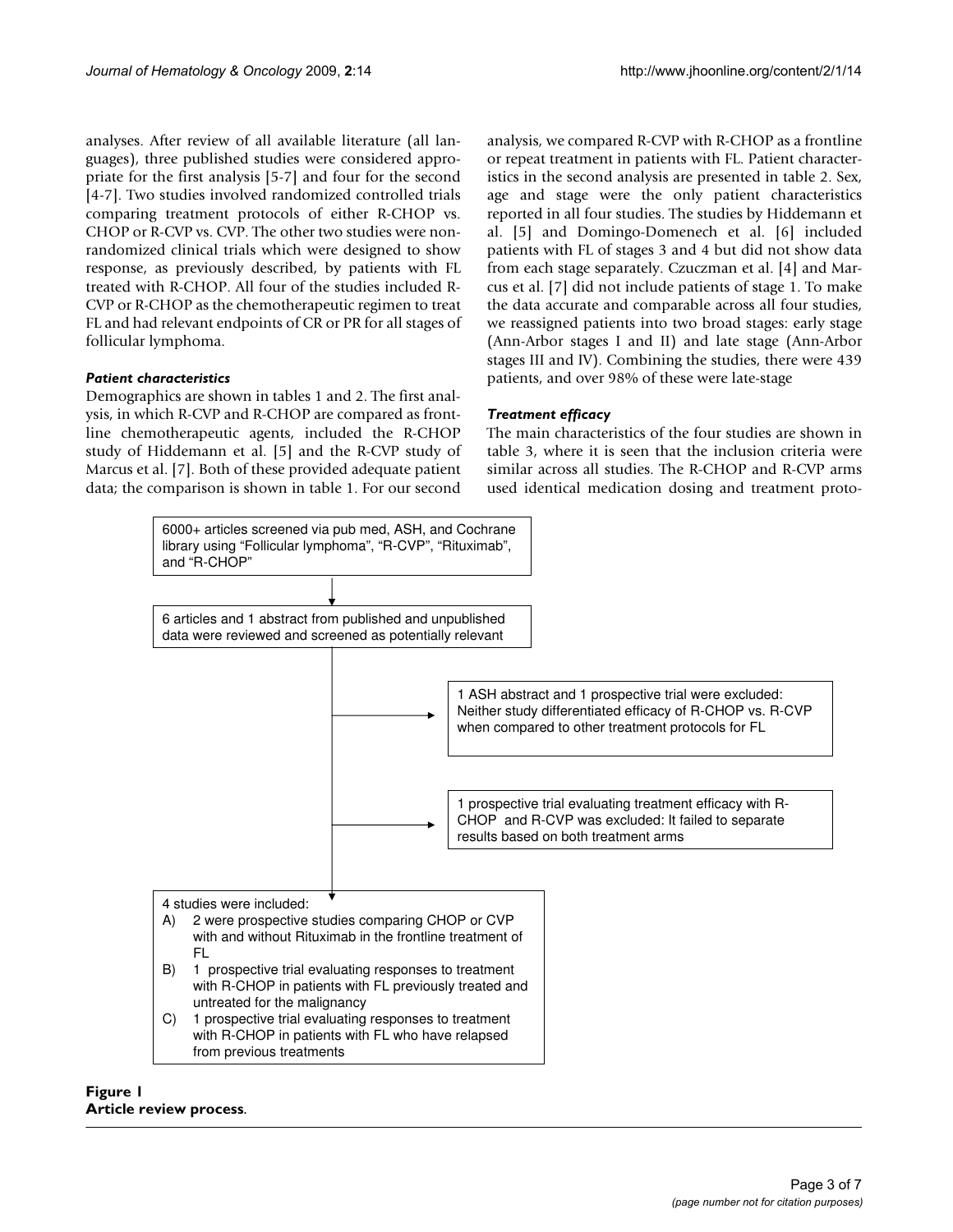analyses. After review of all available literature (all languages), three published studies were considered appropriate for the first analysis [5-7] and four for the second [4-7]. Two studies involved randomized controlled trials comparing treatment protocols of either R-CHOP vs. CHOP or R-CVP vs. CVP. The other two studies were non-randomized clinical trials which were designed to show response, as previously described, by patients with FL treated with R-CHOP. All four of the studies included R-CVP or R-CHOP as the chemotherapeutic regimen to treat FL and had relevant endpoints of CR or PR for all stages of follicular lymphoma.

### *Patient characteristics*

Demographics are shown in tables 1 and 2. The first analysis, in which R-CVP and R-CHOP are compared as frontline chemotherapeutic agents, included the R-CHOP study of Hiddemann et al. [5] and the R-CVP study of Marcus et al. [7]. Both of these provided adequate patient data; the comparison is shown in table 1. For our second analysis, we compared R-CVP with R-CHOP as a frontline or repeat treatment in patients with FL. Patient characteristics in the second analysis are presented in table 2. Sex, age and stage were the only patient characteristics reported in all four studies. The studies by Hiddemann et al. [5] and Domingo-Domenech et al. [6] included patients with FL of stages 3 and 4 but did not show data from each stage separately. Czuczman et al. [4] and Marcus et al. [7] did not include patients of stage 1. To make the data accurate and comparable across all four studies, we reassigned patients into two broad stages: early stage (Ann-Arbor stages I and II) and late stage (Ann-Arbor stages III and IV). Combining the studies, there were 439 patients, and over 98% of these were late-stage

### *Treatment efficacy*

The main characteristics of the four studies are shown in table 3, where it is seen that the inclusion criteria were similar across all studies. The R-CHOP and R-CVP arms used identical medication dosing and treatment proto-

6000+ articles screened via pub med, ASH, and Cochrane library using "Follicular lymphoma", "R-CVP", "Rituximab", and "R-CHOP"

6 articles and 1 abstract from published and unpublished data were reviewed and screened as potentially relevant

1 ASH abstract and 1 prospective trial were excluded: Neither study differentiated efficacy of R-CHOP vs. R-CVP when compared to other treatment protocols for FL

1 prospective trial evaluating treatment efficacy with R-CHOP and R-CVP was excluded: It failed to separate results based on both treatment arms

4 studies were included:
A) 2 were prospective studies comparing CHOP or CVP with and without Rituximab in the frontline treatment of FL
B) 1 prospective trial evaluating responses to treatment with R-CHOP in patients with FL previously treated and untreated for the malignancy
C) 1 prospective trial evaluating responses to treatment with R-CHOP in patients with FL who have relapsed from previous treatments

**Figure 1**
**Article review process.**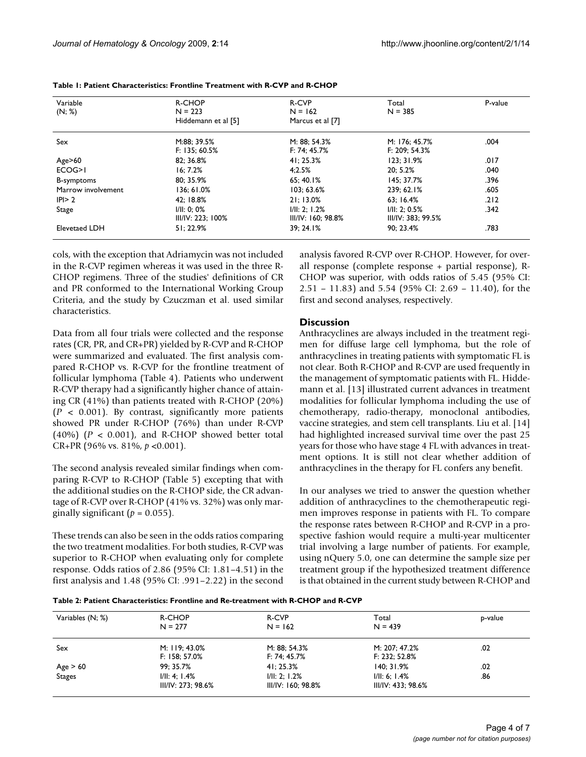**Table 1: Patient Characteristics: Frontline Treatment with R-CVP and R-CHOP**

| Variable (N; %) | R-CHOP N = 223 Hiddemann et al [5] | R-CVP N = 162 Marcus et al [7] | Total N = 385 | P-value |
| --- | --- | --- | --- | --- |
| Sex | M:88; 39.5% F: 135; 60.5% | M: 88; 54.3% F: 74; 45.7% | M: 176; 45.7% F: 209; 54.3% | .004 |
| Age>60 | 82; 36.8% | 41; 25.3% | 123; 31.9% | .017 |
| ECOG>1 | 16; 7.2% | 4;2.5% | 20; 5.2% | .040 |
| B-symptoms | 80; 35.9% | 65; 40.1% | 145; 37.7% | .396 |
| Marrow involvement | 136; 61.0% | 103; 63.6% | 239; 62.1% | .605 |
| IPI> 2 | 42; 18.8% | 21; 13.0% | 63; 16.4% | .212 |
| Stage | I/II: 0; 0% III/IV: 223; 100% | I/II: 2; 1.2% III/IV: 160; 98.8% | I/II: 2; 0.5% III/IV: 383; 99.5% | .342 |
| Elevetaed LDH | 51; 22.9% | 39; 24.1% | 90; 23.4% | .783 |

cols, with the exception that Adriamycin was not included in the R-CVP regimen whereas it was used in the three R-CHOP regimens. Three of the studies' definitions of CR and PR conformed to the International Working Group Criteria, and the study by Czuczman et al. used similar characteristics.

Data from all four trials were collected and the response rates (CR, PR, and CR+PR) yielded by R-CVP and R-CHOP were summarized and evaluated. The first analysis compared R-CHOP vs. R-CVP for the frontline treatment of follicular lymphoma (Table 4). Patients who underwent R-CVP therapy had a significantly higher chance of attaining CR (41%) than patients treated with R-CHOP (20%) ($P < 0.001$). By contrast, significantly more patients showed PR under R-CHOP (76%) than under R-CVP (40%) ($P < 0.001$), and R-CHOP showed better total CR+PR (96% vs. 81%, $p < 0.001$).

The second analysis revealed similar findings when comparing R-CVP to R-CHOP (Table 5) excepting that with the additional studies on the R-CHOP side, the CR advantage of R-CVP over R-CHOP (41% vs. 32%) was only marginally significant ($p = 0.055$).

These trends can also be seen in the odds ratios comparing the two treatment modalities. For both studies, R-CVP was superior to R-CHOP when evaluating only for complete response. Odds ratios of 2.86 (95% CI: 1.81–4.51) in the first analysis and 1.48 (95% CI: .991–2.22) in the second analysis favored R-CVP over R-CHOP. However, for overall response (complete response + partial response), R-CHOP was superior, with odds ratios of 5.45 (95% CI: 2.51 – 11.83) and 5.54 (95% CI: 2.69 – 11.40), for the first and second analyses, respectively.

## Discussion

Anthracyclines are always included in the treatment regimen for diffuse large cell lymphoma, but the role of anthracyclines in treating patients with symptomatic FL is not clear. Both R-CHOP and R-CVP are used frequently in the management of symptomatic patients with FL. Hiddemann et al. [13] illustrated current advances in treatment modalities for follicular lymphoma including the use of chemotherapy, radio-therapy, monoclonal antibodies, vaccine strategies, and stem cell transplants. Liu et al. [14] had highlighted increased survival time over the past 25 years for those who have stage 4 FL with advances in treatment options. It is still not clear whether addition of anthracyclines in the therapy for FL confers any benefit.

In our analyses we tried to answer the question whether addition of anthracyclines to the chemotherapeutic regimen improves response in patients with FL. To compare the response rates between R-CHOP and R-CVP in a prospective fashion would require a multi-year multicenter trial involving a large number of patients. For example, using nQuery 5.0, one can determine the sample size per treatment group if the hypothesized treatment difference is that obtained in the current study between R-CHOP and

**Table 2: Patient Characteristics: Frontline and Re-treatment with R-CHOP and R-CVP**

| Variables (N; %) | R-CHOP N = 277 | R-CVP N = 162 | Total N = 439 | p-value |
| --- | --- | --- | --- | --- |
| Sex | M: 119; 43.0% F: 158; 57.0% | M: 88; 54.3% F: 74; 45.7% | M: 207; 47.2% F: 232; 52.8% | .02 |
| Age > 60 | 99; 35.7% | 41; 25.3% | 140; 31.9% | .02 |
| Stages | I/II: 4; 1.4% III/IV: 273; 98.6% | I/II: 2; 1.2% III/IV: 160; 98.8% | I/II: 6; 1.4% III/IV: 433; 98.6% | .86 |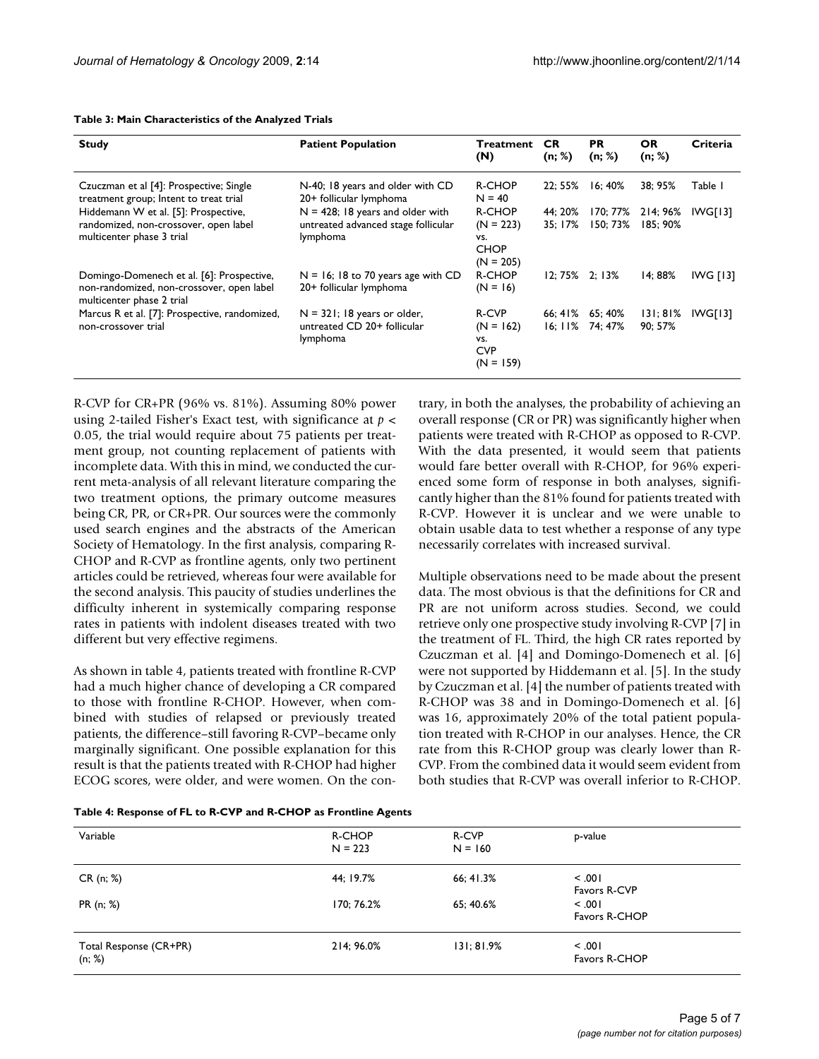**Table 3: Main Characteristics of the Analyzed Trials**

| Study | Patient Population | Treatment (N) | CR (n; %) | PR (n; %) | OR (n; %) | Criteria |
|---|---|---|---|---|---|---|
| Czuczman et al [4]: Prospective; Single treatment group; Intent to treat trial | N-40; 18 years and older with CD 20+ follicular lymphoma | R-CHOP N = 40 | 22; 55% | 16; 40% | 38; 95% | Table 1 |
| Hiddemann W et al. [5]: Prospective, randomized, non-crossover, open label multicenter phase 3 trial | N = 428; 18 years and older with untreated advanced stage follicular lymphoma | R-CHOP (N = 223) vs. CHOP (N = 205) | 44; 20% 35; 17% | 170; 77% 150; 73% | 214; 96% 185; 90% | IWG[13] |
| Domingo-Domenech et al. [6]: Prospective, non-randomized, non-crossover, open label multicenter phase 2 trial | N = 16; 18 to 70 years age with CD 20+ follicular lymphoma | R-CHOP (N = 16) | 12; 75% | 2; 13% | 14; 88% | IWG [13] |
| Marcus R et al. [7]: Prospective, randomized, non-crossover trial | N = 321; 18 years or older, untreated CD 20+ follicular lymphoma | R-CVP (N = 162) vs. CVP (N = 159) | 66; 41% 16; 11% | 65; 40% 74; 47% | 131; 81% 90; 57% | IWG[13] |

R-CVP for CR+PR (96% vs. 81%). Assuming 80% power using 2-tailed Fisher's Exact test, with significance at $p < 0.05$, the trial would require about 75 patients per treatment group, not counting replacement of patients with incomplete data. With this in mind, we conducted the current meta-analysis of all relevant literature comparing the two treatment options, the primary outcome measures being CR, PR, or CR+PR. Our sources were the commonly used search engines and the abstracts of the American Society of Hematology. In the first analysis, comparing R-CHOP and R-CVP as frontline agents, only two pertinent articles could be retrieved, whereas four were available for the second analysis. This paucity of studies underlines the difficulty inherent in systemically comparing response rates in patients with indolent diseases treated with two different but very effective regimens.

As shown in table 4, patients treated with frontline R-CVP had a much higher chance of developing a CR compared to those with frontline R-CHOP. However, when combined with studies of relapsed or previously treated patients, the difference–still favoring R-CVP–became only marginally significant. One possible explanation for this result is that the patients treated with R-CHOP had higher ECOG scores, were older, and were women. On the contrary, in both the analyses, the probability of achieving an overall response (CR or PR) was significantly higher when patients were treated with R-CHOP as opposed to R-CVP. With the data presented, it would seem that patients would fare better overall with R-CHOP, for 96% experienced some form of response in both analyses, significantly higher than the 81% found for patients treated with R-CVP. However it is unclear and we were unable to obtain usable data to test whether a response of any type necessarily correlates with increased survival.

Multiple observations need to be made about the present data. The most obvious is that the definitions for CR and PR are not uniform across studies. Second, we could retrieve only one prospective study involving R-CVP [7] in the treatment of FL. Third, the high CR rates reported by Czuczman et al. [4] and Domingo-Domenech et al. [6] were not supported by Hiddemann et al. [5]. In the study by Czuczman et al. [4] the number of patients treated with R-CHOP was 38 and in Domingo-Domenech et al. [6] was 16, approximately 20% of the total patient population treated with R-CHOP in our analyses. Hence, the CR rate from this R-CHOP group was clearly lower than R-CVP. From the combined data it would seem evident from both studies that R-CVP was overall inferior to R-CHOP.

**Table 4: Response of FL to R-CVP and R-CHOP as Frontline Agents**

| Variable | R-CHOP N = 223 | R-CVP N = 160 | p-value |
|---|---|---|---|
| CR (n; %) | 44; 19.7% | 66; 41.3% | < .001 Favors R-CVP |
| PR (n; %) | 170; 76.2% | 65; 40.6% | < .001 Favors R-CHOP |
| Total Response (CR+PR) (n; %) | 214; 96.0% | 131; 81.9% | < .001 Favors R-CHOP |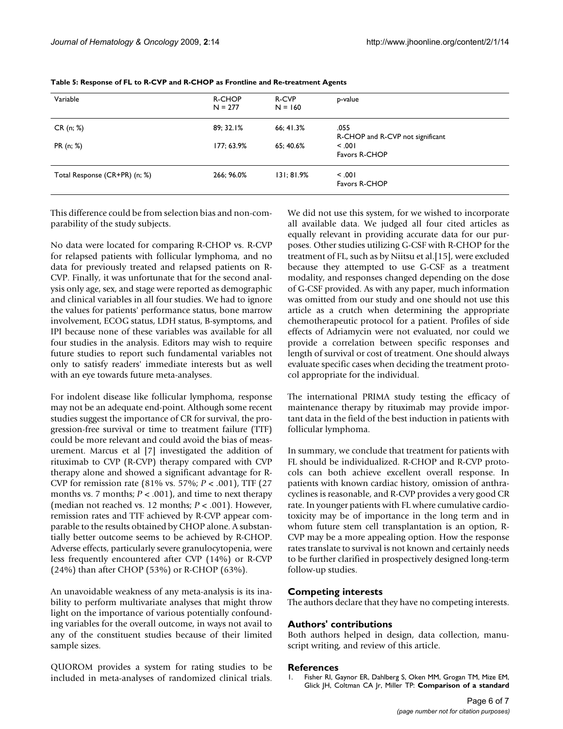**Table 5: Response of FL to R-CVP and R-CHOP as Frontline and Re-treatment Agents**

| Variable | R-CHOP N = 277 | R-CVP N = 160 | p-value |
|---|---|---|---|
| CR (n; %) | 89; 32.1% | 66; 41.3% | .055 R-CHOP and R-CVP not significant |
| PR (n; %) | 177; 63.9% | 65; 40.6% | < .001 Favors R-CHOP |
| Total Response (CR+PR) (n; %) | 266; 96.0% | 131; 81.9% | < .001 Favors R-CHOP |

This difference could be from selection bias and non-comparability of the study subjects.

No data were located for comparing R-CHOP vs. R-CVP for relapsed patients with follicular lymphoma, and no data for previously treated and relapsed patients on R-CVP. Finally, it was unfortunate that for the second analysis only age, sex, and stage were reported as demographic and clinical variables in all four studies. We had to ignore the values for patients' performance status, bone marrow involvement, ECOG status, LDH status, B-symptoms, and IPI because none of these variables was available for all four studies in the analysis. Editors may wish to require future studies to report such fundamental variables not only to satisfy readers' immediate interests but as well with an eye towards future meta-analyses.

For indolent disease like follicular lymphoma, response may not be an adequate end-point. Although some recent studies suggest the importance of CR for survival, the progression-free survival or time to treatment failure (TTF) could be more relevant and could avoid the bias of measurement. Marcus et al [7] investigated the addition of rituximab to CVP (R-CVP) therapy compared with CVP therapy alone and showed a significant advantage for R-CVP for remission rate (81% vs. 57%; $P < .001$), TTF (27 months vs. 7 months; $P < .001$), and time to next therapy (median not reached vs. 12 months; $P < .001$). However, remission rates and TTF achieved by R-CVP appear comparable to the results obtained by CHOP alone. A substantially better outcome seems to be achieved by R-CHOP. Adverse effects, particularly severe granulocytopenia, were less frequently encountered after CVP (14%) or R-CVP (24%) than after CHOP (53%) or R-CHOP (63%).

An unavoidable weakness of any meta-analysis is its inability to perform multivariate analyses that might throw light on the importance of various potentially confounding variables for the overall outcome, in ways not avail to any of the constituent studies because of their limited sample sizes.

QUOROM provides a system for rating studies to be included in meta-analyses of randomized clinical trials. We did not use this system, for we wished to incorporate all available data. We judged all four cited articles as equally relevant in providing accurate data for our purposes. Other studies utilizing G-CSF with R-CHOP for the treatment of FL, such as by Niitsu et al.[15], were excluded because they attempted to use G-CSF as a treatment modality, and responses changed depending on the dose of G-CSF provided. As with any paper, much information was omitted from our study and one should not use this article as a crutch when determining the appropriate chemotherapeutic protocol for a patient. Profiles of side effects of Adriamycin were not evaluated, nor could we provide a correlation between specific responses and length of survival or cost of treatment. One should always evaluate specific cases when deciding the treatment protocol appropriate for the individual.

The international PRIMA study testing the efficacy of maintenance therapy by rituximab may provide important data in the field of the best induction in patients with follicular lymphoma.

In summary, we conclude that treatment for patients with FL should be individualized. R-CHOP and R-CVP protocols can both achieve excellent overall response. In patients with known cardiac history, omission of anthracyclines is reasonable, and R-CVP provides a very good CR rate. In younger patients with FL where cumulative cardiotoxicity may be of importance in the long term and in whom future stem cell transplantation is an option, R-CVP may be a more appealing option. How the response rates translate to survival is not known and certainly needs to be further clarified in prospectively designed long-term follow-up studies.

## Competing interests

The authors declare that they have no competing interests.

## Authors' contributions

Both authors helped in design, data collection, manuscript writing, and review of this article.

## References

1. Fisher RI, Gaynor ER, Dahlberg S, Oken MM, Grogan TM, Mize EM, Glick JH, Coltman CA Jr, Miller TP: **Comparison of a standard**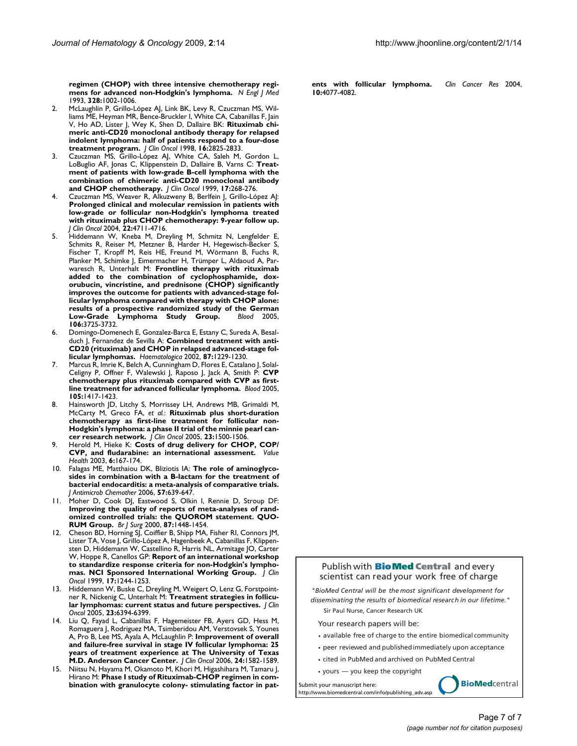**regimen (CHOP) with three intensive chemotherapy regimens for advanced non-Hodgkin's lymphoma.** *N Engl J Med* 1993, **328:**1002-1006.

2. McLaughlin P, Grillo-López AJ, Link BK, Levy R, Czuczman MS, Williams ME, Heyman MR, Bence-Bruckler I, White CA, Cabanillas F, Jain V, Ho AD, Lister J, Wey K, Shen D, Dallaire BK: **Rituximab chimeric anti-CD20 monoclonal antibody therapy for relapsed indolent lymphoma: half of patients respond to a four-dose treatment program.** *J Clin Oncol* 1998, **16:**2825-2833.
3. Czuczman MS, Grillo-López AJ, White CA, Saleh M, Gordon L, LoBuglio AF, Jonas C, Klippenstein D, Dallaire B, Varns C: **Treatment of patients with low-grade B-cell lymphoma with the combination of chimeric anti-CD20 monoclonal antibody and CHOP chemotherapy.** *J Clin Oncol* 1999, **17:**268-276.
4. Czuczman MS, Weaver R, Alkuzweny B, Berlfein J, Grillo-López AJ: **Prolonged clinical and molecular remission in patients with low-grade or follicular non-Hodgkin's lymphoma treated with rituximab plus CHOP chemotherapy: 9-year follow up.** *J Clin Oncol* 2004, **22:**4711-4716.
5. Hiddemann W, Kneba M, Dreyling M, Schmitz N, Lengfelder E, Schmits R, Reiser M, Metzner B, Harder H, Hegewisch-Becker S, Fischer T, Kropff M, Reis HE, Freund M, Wörmann B, Fuchs R, Planker M, Schimke J, Eimermacher H, Trümper L, Aldaoud A, Parwaresch R, Unterhalt M: **Frontline therapy with rituximab added to the combination of cyclophosphamide, doxorubicin, vincristine, and prednisone (CHOP) significantly improves the outcome for patients with advanced-stage follicular lymphoma compared with therapy with CHOP alone: results of a prospective randomized study of the German Low-Grade Lymphoma Study Group.** *Blood* 2005, **106:**3725-3732.
6. Domingo-Domenech E, Gonzalez-Barca E, Estany C, Sureda A, Besalduch J, Fernandez de Sevilla A: **Combined treatment with anti-CD20 (rituximab) and CHOP in relapsed advanced-stage follicular lymphomas.** *Haematologica* 2002, **87:**1229-1230.
7. Marcus R, Imrie K, Belch A, Cunningham D, Flores E, Catalano J, Solal-Celigny P, Offner F, Walewski J, Raposo J, Jack A, Smith P: **CVP chemotherapy plus rituximab compared with CVP as first-line treatment for advanced follicular lymphoma.** *Blood* 2005, **105:**1417-1423.
8. Hainsworth JD, Litchy S, Morrissey LH, Andrews MB, Grimaldi M, McCarty M, Greco FA, *et al.*: **Rituximab plus short-duration chemotherapy as first-line treatment for follicular non-Hodgkin's lymphoma: a phase II trial of the minnie pearl cancer research network.** *J Clin Oncol* 2005, **23:**1500-1506.
9. Herold M, Hieke K: **Costs of drug delivery for CHOP, COP/CVP, and fludarabine: an international assessment.** *Value Health* 2003, **6:**167-174.
10. Falagas ME, Matthaiou DK, Bliziotis IA: **The role of aminoglycosides in combination with a B-lactam for the treatment of bacterial endocarditis: a meta-analysis of comparative trials.** *J Antimicrob Chemother* 2006, **57:**639-647.
11. Moher D, Cook DJ, Eastwood S, Olkin I, Rennie D, Stroup DF: **Improving the quality of reports of meta-analyses of randomized controlled trials: the QUOROM statement. QUOROM Group.** *Br J Surg* 2000, **87:**1448-1454.
12. Cheson BD, Horning SJ, Coiffier B, Shipp MA, Fisher RI, Connors JM, Lister TA, Vose J, Grillo-López A, Hagenbeek A, Cabanillas F, Klippensten D, Hiddemann W, Castellino R, Harris NL, Armitage JO, Carter W, Hoppe R, Canellos GP: **Report of an international workshop to standardize response criteria for non-Hodgkin's lymphomas. NCI Sponsored International Working Group.** *J Clin Oncol* 1999, **17:**1244-1253.
13. Hiddemann W, Buske C, Dreyling M, Weigert O, Lenz G, Forstpointner R, Nickenig C, Unterhalt M: **Treatment strategies in follicular lymphomas: current status and future perspectives.** *J Clin Oncol* 2005, **23:**6394-6399.
14. Liu Q, Fayad L, Cabanillas F, Hagemeister FB, Ayers GD, Hess M, Romaguera J, Rodriguez MA, Tsimberidou AM, Verstovsek S, Younes A, Pro B, Lee MS, Ayala A, McLaughlin P: **Improvement of overall and failure-free survival in stage IV follicular lymphoma: 25 years of treatment experience at The University of Texas M.D. Anderson Cancer Center.** *J Clin Oncol* 2006, **24:**1582-1589.
15. Niitsu N, Hayama M, Okamoto M, Khori M, Higashihara M, Tamaru J, Hirano M: **Phase I study of Rituximab-CHOP regimen in combination with granulocyte colony- stimulating factor in patients with follicular lymphoma.** *Clin Cancer Res* 2004, **10:**4077-4082.

Publish with **BioMed Central** and every scientist can read your work free of charge

*"BioMed Central will be the most significant development for disseminating the results of biomedical research in our lifetime."*
Sir Paul Nurse, Cancer Research UK

Your research papers will be:

- available free of charge to the entire biomedical community
- peer reviewed and published immediately upon acceptance
- cited in PubMed and archived on PubMed Central
- yours — you keep the copyright

Submit your manuscript here:
http://www.biomedcentral.com/info/publishing_adv.asp

BioMedcentral